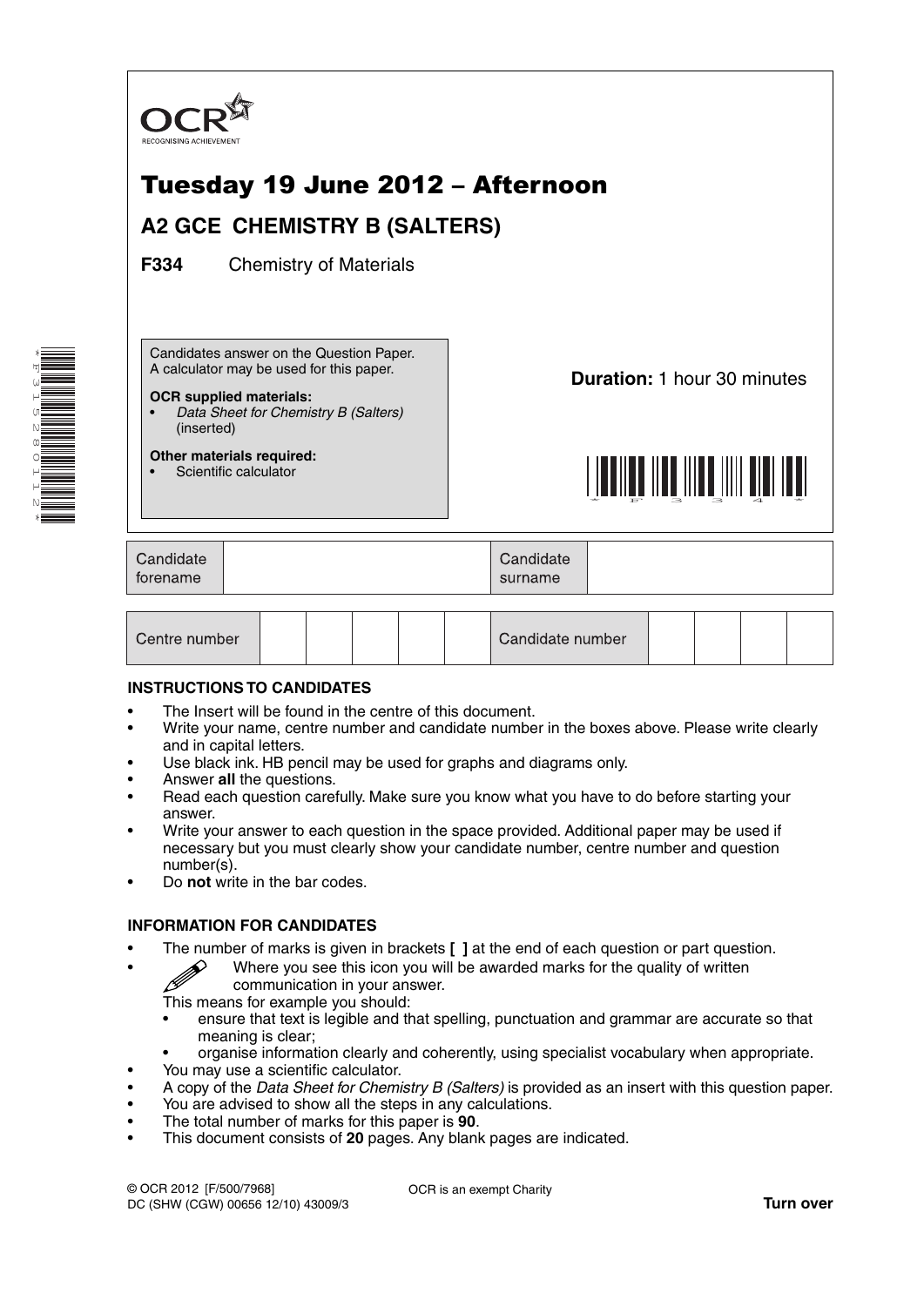OCR
RECOGNISING ACHIEVEMENT

# Tuesday 19 June 2012 – Afternoon

## A2 GCE CHEMISTRY B (SALTERS)

**F334** Chemistry of Materials

Candidates answer on the Question Paper.
A calculator may be used for this paper.

**OCR supplied materials:**
- *Data Sheet for Chemistry B (Salters)* (inserted)

**Other materials required:**
- Scientific calculator

**Duration:** 1 hour 30 minutes

| Candidate forename | | Candidate surname | |
|---|---|---|---|

| Centre number | | | | | | Candidate number | | | | |
|---|---|---|---|---|---|---|---|---|---|---|

### INSTRUCTIONS TO CANDIDATES

- The Insert will be found in the centre of this document.
- Write your name, centre number and candidate number in the boxes above. Please write clearly and in capital letters.
- Use black ink. HB pencil may be used for graphs and diagrams only.
- Answer **all** the questions.
- Read each question carefully. Make sure you know what you have to do before starting your answer.
- Write your answer to each question in the space provided. Additional paper may be used if necessary but you must clearly show your candidate number, centre number and question number(s).
- Do **not** write in the bar codes.

### INFORMATION FOR CANDIDATES

- The number of marks is given in brackets **[ ]** at the end of each question or part question.
- Where you see this icon you will be awarded marks for the quality of written communication in your answer.
  This means for example you should:
  - ensure that text is legible and that spelling, punctuation and grammar are accurate so that meaning is clear;
  - organise information clearly and coherently, using specialist vocabulary when appropriate.
- You may use a scientific calculator.
- A copy of the *Data Sheet for Chemistry B (Salters)* is provided as an insert with this question paper.
- You are advised to show all the steps in any calculations.
- The total number of marks for this paper is **90**.
- This document consists of **20** pages. Any blank pages are indicated.

© OCR 2012 [F/500/7968]
DC (SHW (CGW) 00656 12/10) 43009/3

OCR is an exempt Charity

**Turn over**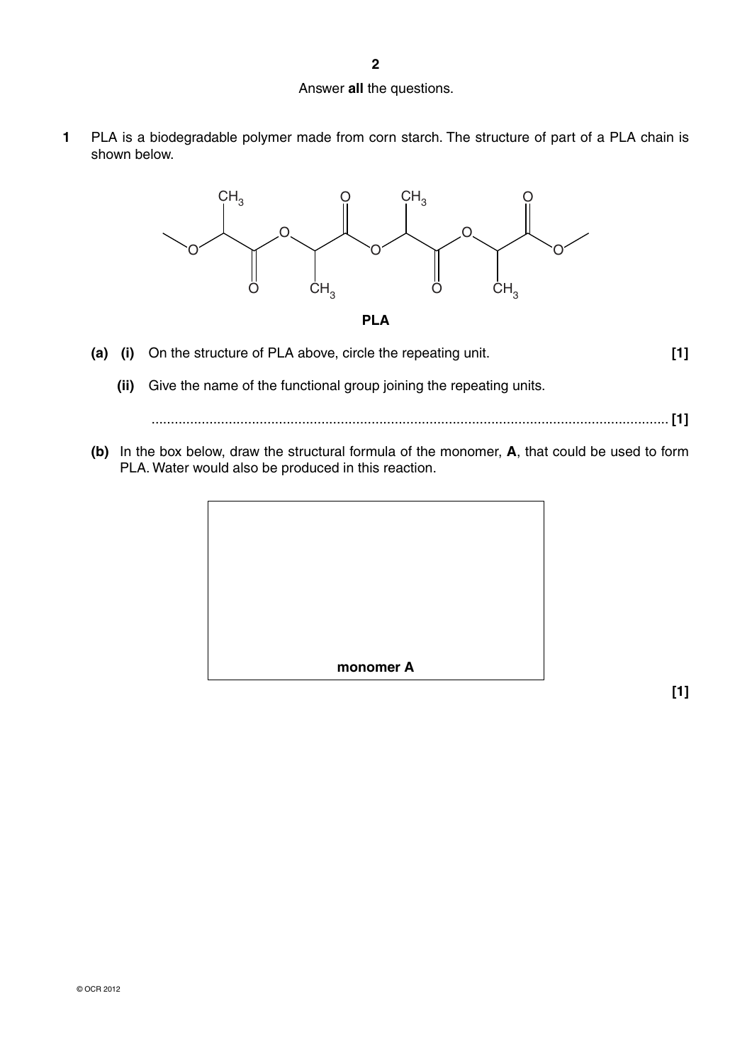Answer **all** the questions.

**1** PLA is a biodegradable polymer made from corn starch. The structure of part of a PLA chain is shown below.

**PLA**

**(a) (i)** On the structure of PLA above, circle the repeating unit. **[1]**

**(ii)** Give the name of the functional group joining the repeating units.

............................................................................................................................................ **[1]**

**(b)** In the box below, draw the structural formula of the monomer, **A**, that could be used to form PLA. Water would also be produced in this reaction.

**monomer A**

**[1]**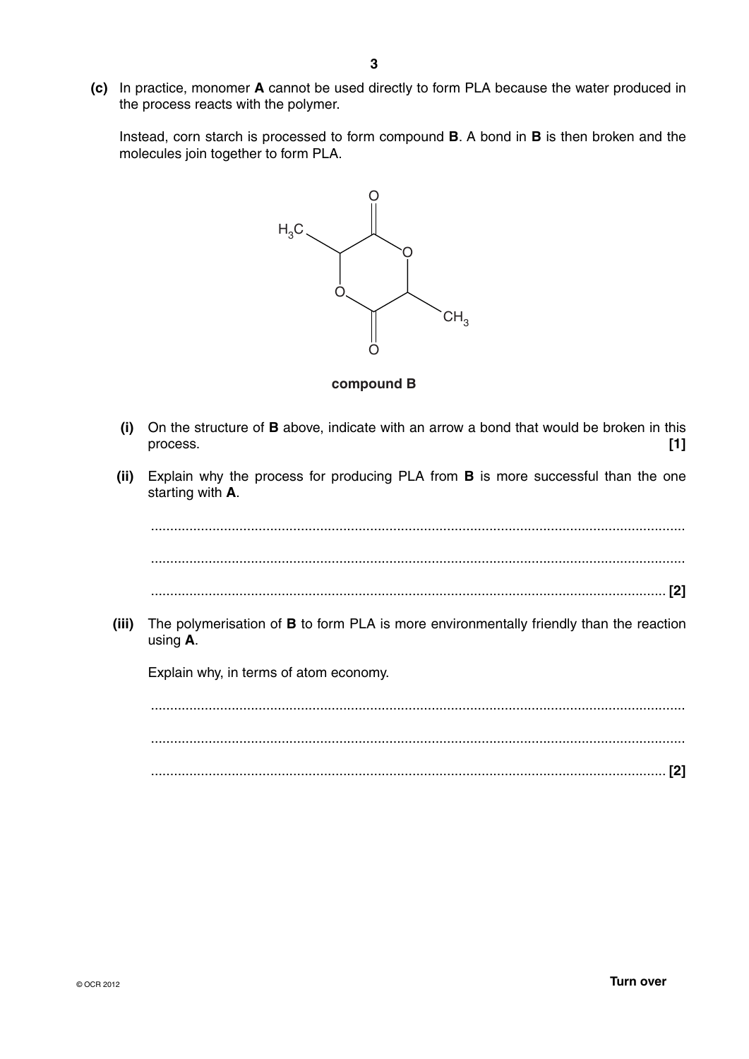**(c)** In practice, monomer **A** cannot be used directly to form PLA because the water produced in the process reacts with the polymer.

Instead, corn starch is processed to form compound **B**. A bond in **B** is then broken and the molecules join together to form PLA.

**compound B**

**(i)** On the structure of **B** above, indicate with an arrow a bond that would be broken in this process. **[1]**

**(ii)** Explain why the process for producing PLA from **B** is more successful than the one starting with **A**.

..........................................................................................................................................

..........................................................................................................................................

..................................................................................................................................... **[2]**

**(iii)** The polymerisation of **B** to form PLA is more environmentally friendly than the reaction using **A**.

Explain why, in terms of atom economy.

..........................................................................................................................................

..........................................................................................................................................

..................................................................................................................................... **[2]**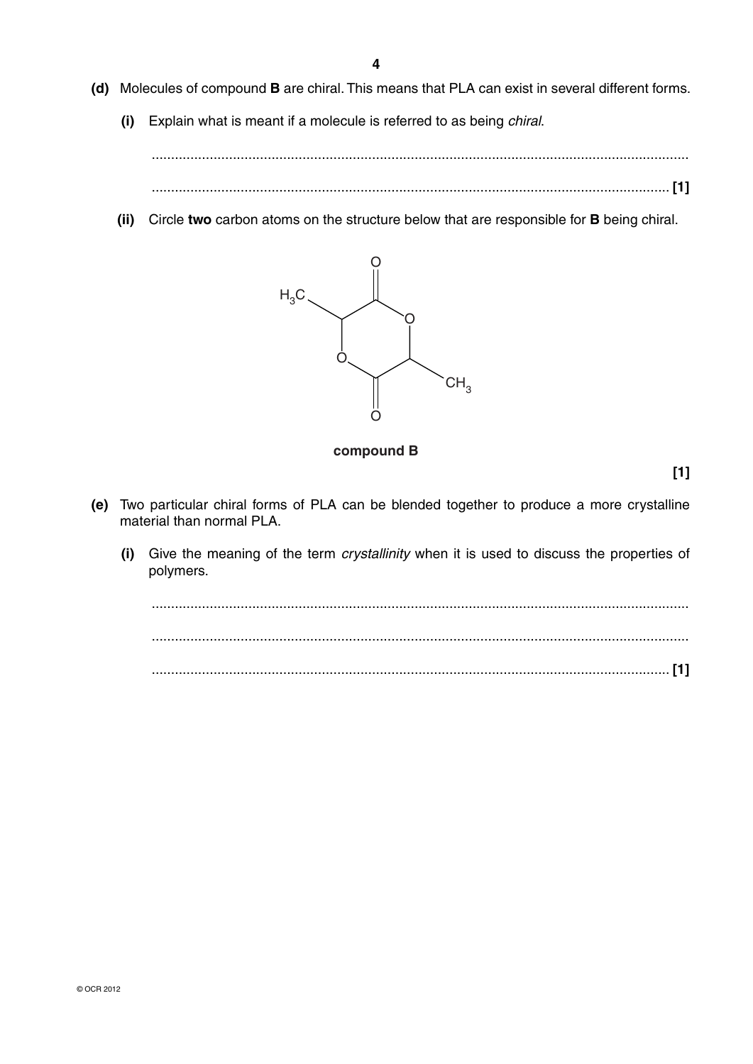**(d)** Molecules of compound **B** are chiral. This means that PLA can exist in several different forms.

**(i)** Explain what is meant if a molecule is referred to as being *chiral*.

.......................................................................................................................................

....................................................................................................................................... **[1]**

**(ii)** Circle **two** carbon atoms on the structure below that are responsible for **B** being chiral.

**compound B**

**[1]**

**(e)** Two particular chiral forms of PLA can be blended together to produce a more crystalline material than normal PLA.

**(i)** Give the meaning of the term *crystallinity* when it is used to discuss the properties of polymers.

.......................................................................................................................................

.......................................................................................................................................

....................................................................................................................................... **[1]**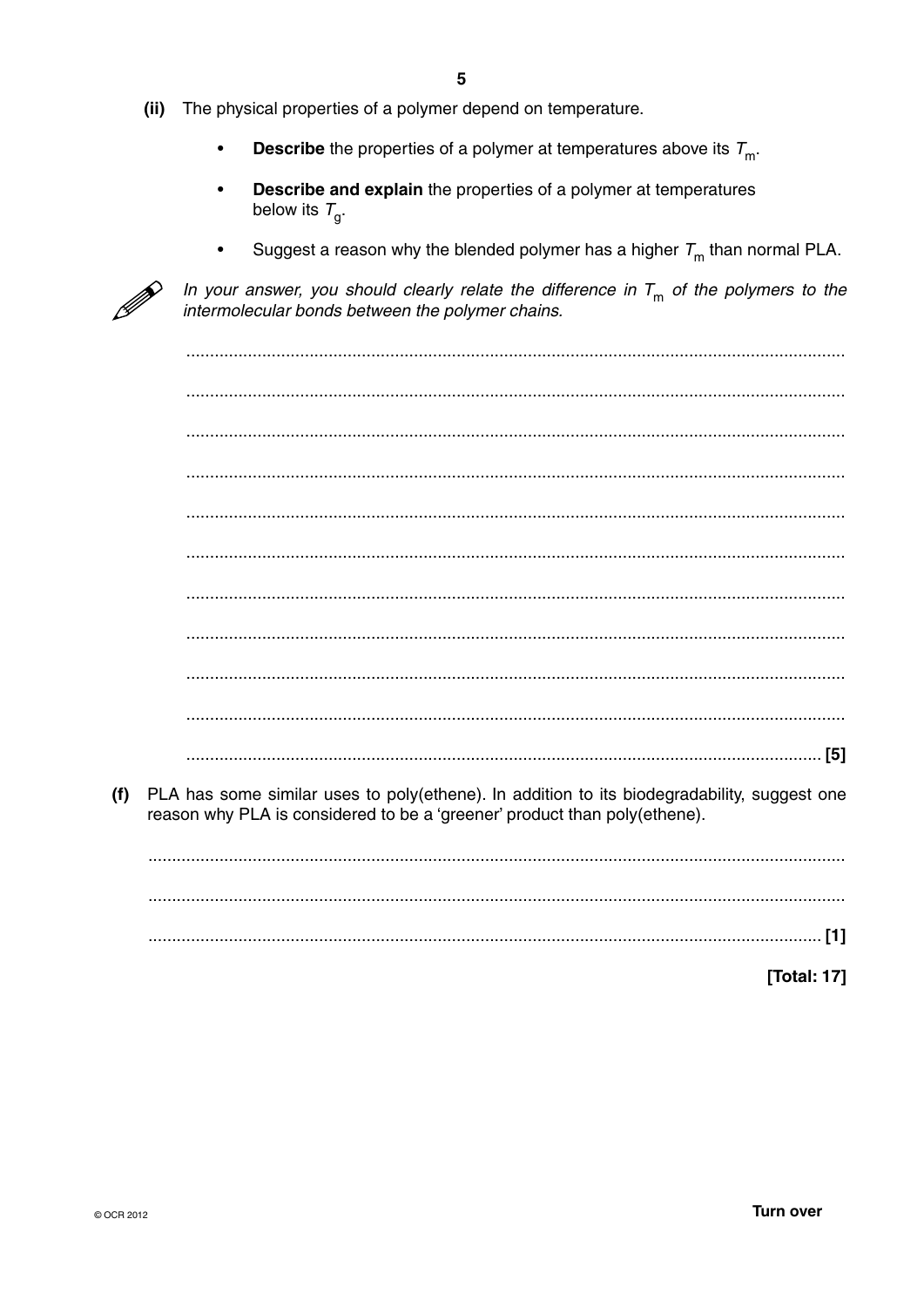(ii) The physical properties of a polymer depend on temperature.

- **Describe** the properties of a polymer at temperatures above its $T_m$.
- **Describe and explain** the properties of a polymer at temperatures below its $T_g$.
- Suggest a reason why the blended polymer has a higher $T_m$ than normal PLA.

*In your answer, you should clearly relate the difference in $T_m$ of the polymers to the intermolecular bonds between the polymer chains.*

.......................................................................................................................................

.......................................................................................................................................

.......................................................................................................................................

.......................................................................................................................................

.......................................................................................................................................

.......................................................................................................................................

.......................................................................................................................................

.......................................................................................................................................

.......................................................................................................................................

.......................................................................................................................................

....................................................................................................................................... [5]

(f) PLA has some similar uses to poly(ethene). In addition to its biodegradability, suggest one reason why PLA is considered to be a 'greener' product than poly(ethene).

.......................................................................................................................................

.......................................................................................................................................

....................................................................................................................................... [1]

**[Total: 17]**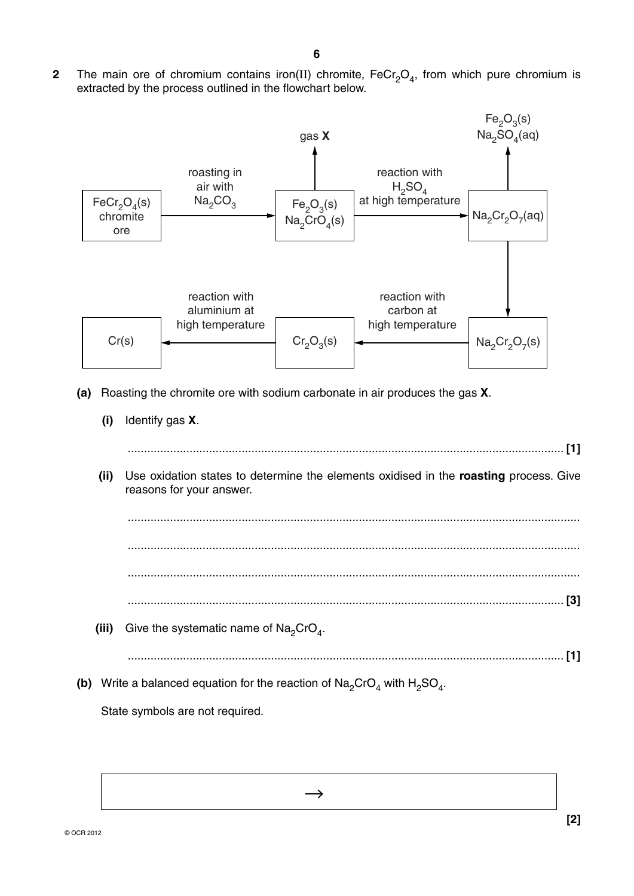**2** The main ore of chromium contains iron(II) chromite, $FeCr_2O_4$, from which pure chromium is extracted by the process outlined in the flowchart below.

$FeCr_2O_4(s)$ chromite ore → (roasting in air with $Na_2CO_3$) → $Fe_2O_3(s)$, $Na_2CrO_4(s)$ [→ gas **X**] → (reaction with $H_2SO_4$ at high temperature) → $Na_2Cr_2O_7(aq)$ [→ $Fe_2O_3(s)$, $Na_2SO_4(aq)$] → $Na_2Cr_2O_7(s)$ → (reaction with carbon at high temperature) → $Cr_2O_3(s)$ → (reaction with aluminium at high temperature) → $Cr(s)$

**(a)** Roasting the chromite ore with sodium carbonate in air produces the gas **X**.

**(i)** Identify gas **X**.

....................................................................................................................................... **[1]**

**(ii)** Use oxidation states to determine the elements oxidised in the **roasting** process. Give reasons for your answer.

.......................................................................................................................................

.......................................................................................................................................

.......................................................................................................................................

....................................................................................................................................... **[3]**

**(iii)** Give the systematic name of $Na_2CrO_4$.

....................................................................................................................................... **[1]**

**(b)** Write a balanced equation for the reaction of $Na_2CrO_4$ with $H_2SO_4$.

State symbols are not required.

$$\longrightarrow$$

**[2]**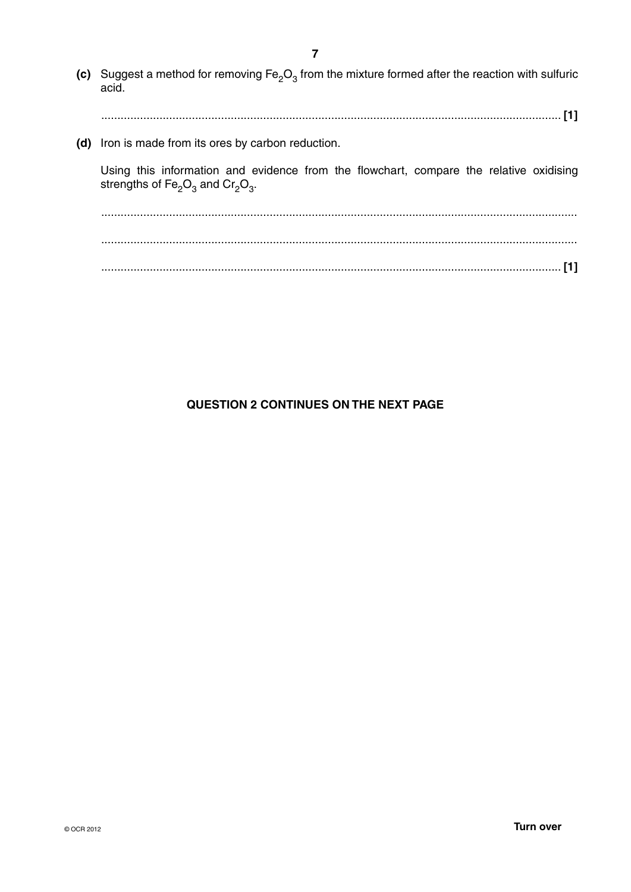**(c)** Suggest a method for removing $Fe_2O_3$ from the mixture formed after the reaction with sulfuric acid.

............................................................................................................................................ **[1]**

**(d)** Iron is made from its ores by carbon reduction.

Using this information and evidence from the flowchart, compare the relative oxidising strengths of $Fe_2O_3$ and $Cr_2O_3$.

..................................................................................................................................................

..................................................................................................................................................

............................................................................................................................................ **[1]**

**QUESTION 2 CONTINUES ON THE NEXT PAGE**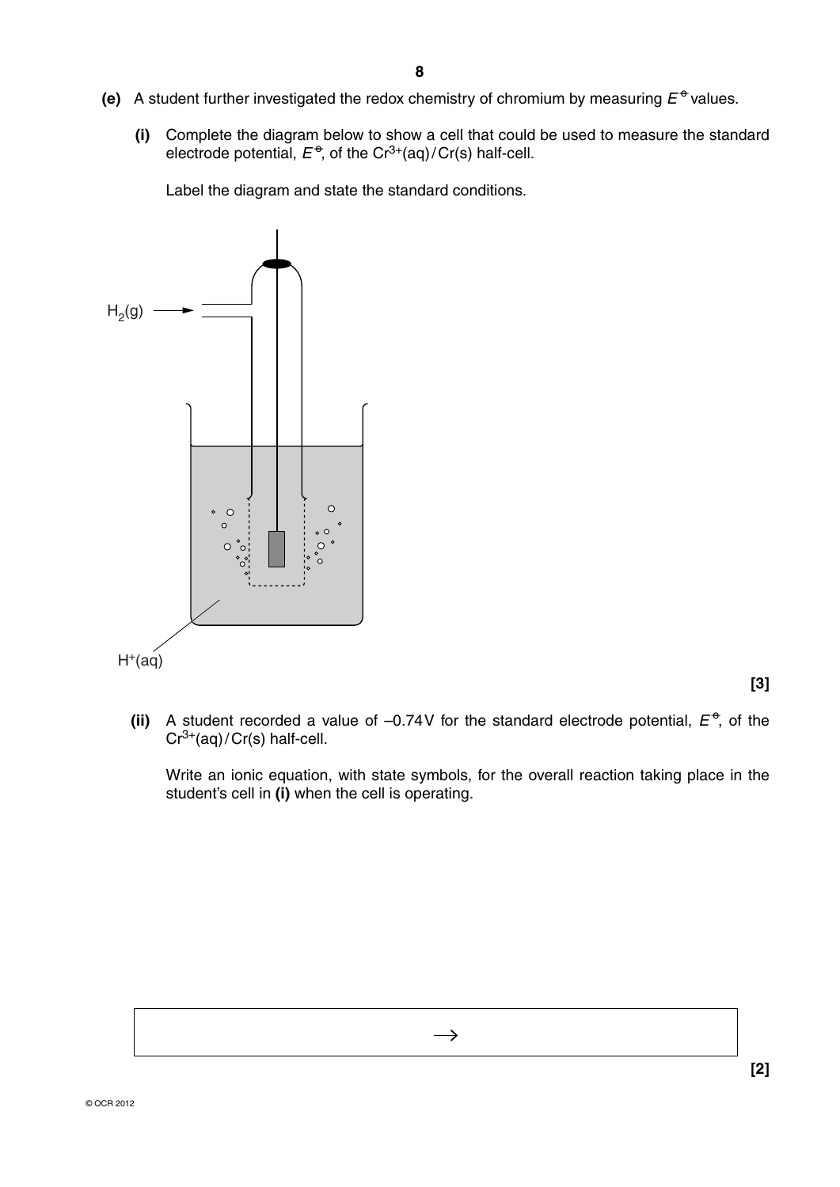**(e)** A student further investigated the redox chemistry of chromium by measuring $E^\circ$ values.

**(i)** Complete the diagram below to show a cell that could be used to measure the standard electrode potential, $E^\circ$, of the $Cr^{3+}(aq)/Cr(s)$ half-cell.

Label the diagram and state the standard conditions.

$H_2(g)$

$H^+(aq)$

**[3]**

**(ii)** A student recorded a value of –0.74 V for the standard electrode potential, $E^\circ$, of the $Cr^{3+}(aq)/Cr(s)$ half-cell.

Write an ionic equation, with state symbols, for the overall reaction taking place in the student's cell in **(i)** when the cell is operating.

$$\longrightarrow$$

**[2]**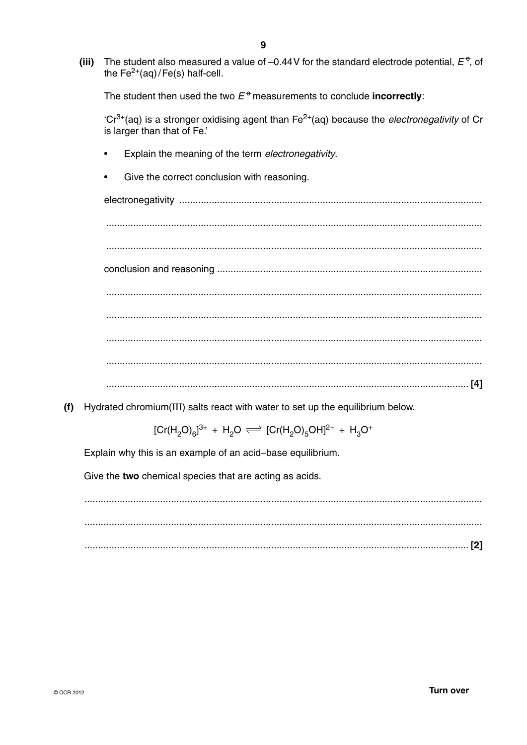(iii) The student also measured a value of –0.44 V for the standard electrode potential, $E^{\ominus}$, of the $Fe^{2+}$(aq) / Fe(s) half-cell.

The student then used the two $E^{\ominus}$ measurements to conclude **incorrectly**:

'$Cr^{3+}$(aq) is a stronger oxidising agent than $Fe^{2+}$(aq) because the *electronegativity* of Cr is larger than that of Fe.'

- Explain the meaning of the term *electronegativity*.
- Give the correct conclusion with reasoning.

electronegativity ..............................................................................................................

..........................................................................................................................................

..........................................................................................................................................

conclusion and reasoning ..................................................................................................

..........................................................................................................................................

..........................................................................................................................................

..........................................................................................................................................

..........................................................................................................................................

.................................................................................................................................... [4]

(f) Hydrated chromium(III) salts react with water to set up the equilibrium below.

$$[Cr(H_2O)_6]^{3+} + H_2O \rightleftharpoons [Cr(H_2O)_5OH]^{2+} + H_3O^+$$

Explain why this is an example of an acid–base equilibrium.

Give the **two** chemical species that are acting as acids.

..........................................................................................................................................

..........................................................................................................................................

.................................................................................................................................... [2]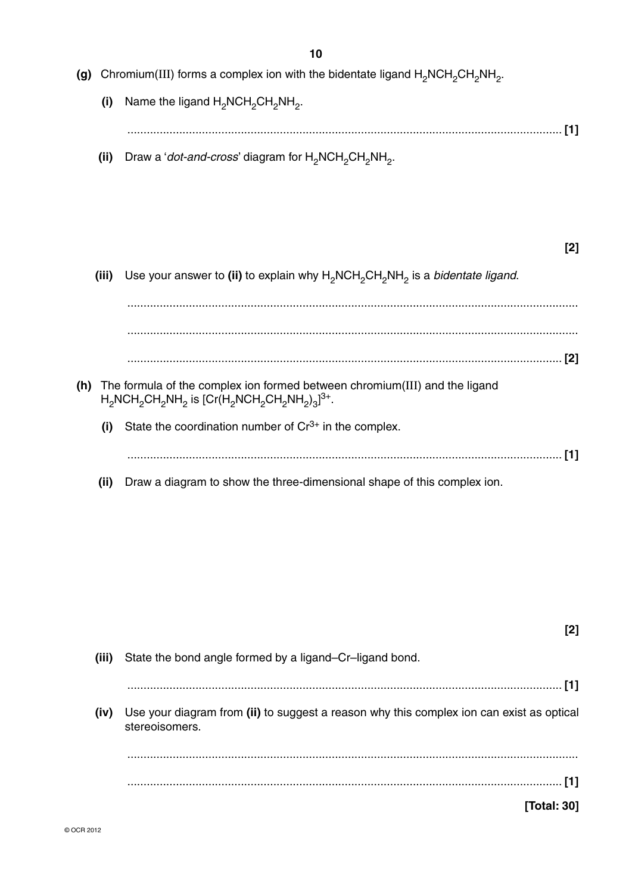**(g)** Chromium(III) forms a complex ion with the bidentate ligand $H_2NCH_2CH_2NH_2$.

**(i)** Name the ligand $H_2NCH_2CH_2NH_2$.

...................................................................................................................................... **[1]**

**(ii)** Draw a '*dot-and-cross*' diagram for $H_2NCH_2CH_2NH_2$.

**[2]**

**(iii)** Use your answer to **(ii)** to explain why $H_2NCH_2CH_2NH_2$ is a *bidentate ligand*.

..........................................................................................................................................

..........................................................................................................................................

...................................................................................................................................... **[2]**

**(h)** The formula of the complex ion formed between chromium(III) and the ligand $H_2NCH_2CH_2NH_2$ is $[Cr(H_2NCH_2CH_2NH_2)_3]^{3+}$.

**(i)** State the coordination number of $Cr^{3+}$ in the complex.

...................................................................................................................................... **[1]**

**(ii)** Draw a diagram to show the three-dimensional shape of this complex ion.

**[2]**

**(iii)** State the bond angle formed by a ligand–Cr–ligand bond.

...................................................................................................................................... **[1]**

**(iv)** Use your diagram from **(ii)** to suggest a reason why this complex ion can exist as optical stereoisomers.

..........................................................................................................................................

...................................................................................................................................... **[1]**

**[Total: 30]**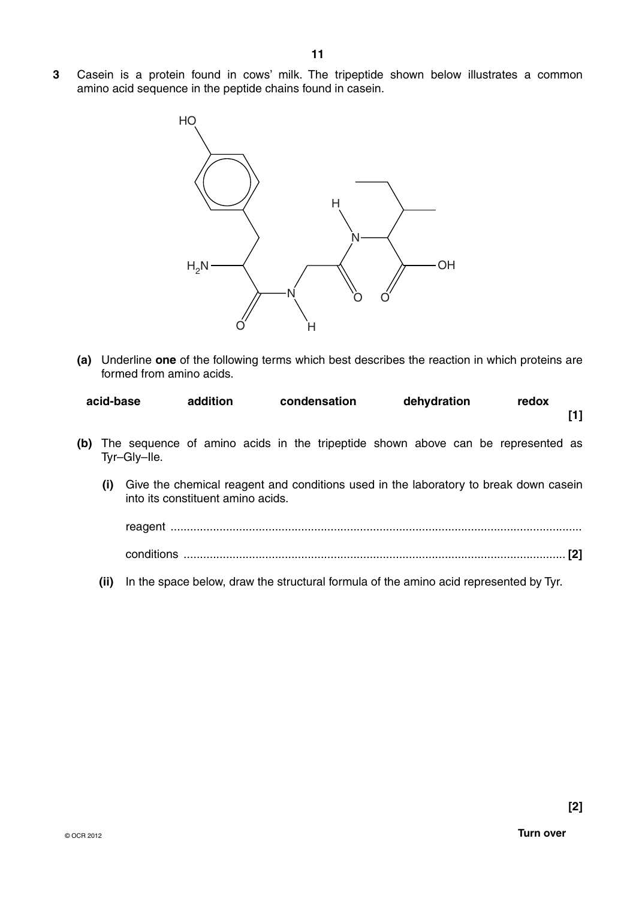**3** Casein is a protein found in cows' milk. The tripeptide shown below illustrates a common amino acid sequence in the peptide chains found in casein.

**(a)** Underline **one** of the following terms which best describes the reaction in which proteins are formed from amino acids.

**acid-base** **addition** **condensation** **dehydration** **redox** **[1]**

**(b)** The sequence of amino acids in the tripeptide shown above can be represented as Tyr–Gly–Ile.

**(i)** Give the chemical reagent and conditions used in the laboratory to break down casein into its constituent amino acids.

reagent ..............................................................................................................................

conditions ................................................................................................................... **[2]**

**(ii)** In the space below, draw the structural formula of the amino acid represented by Tyr.

**[2]**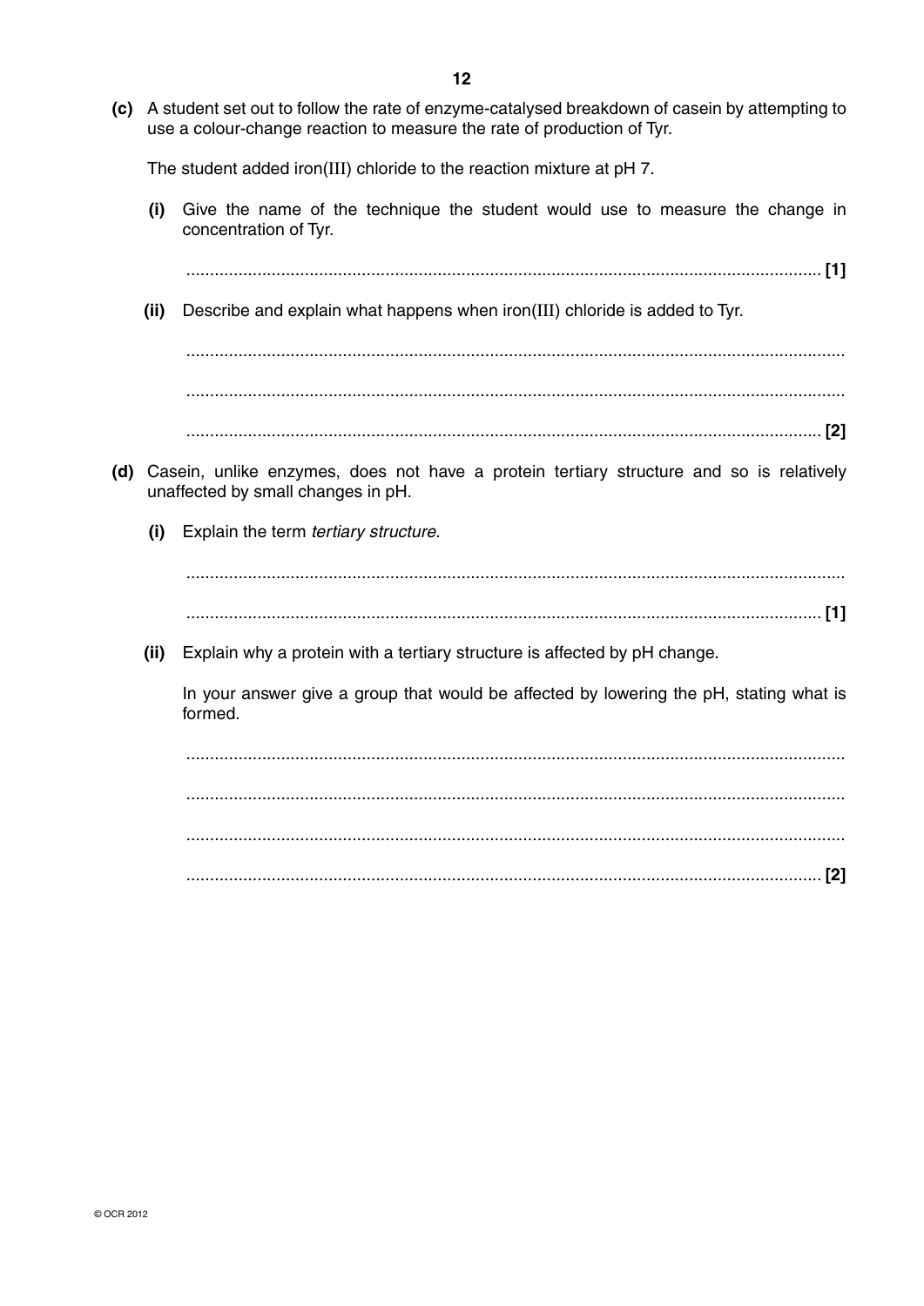**(c)** A student set out to follow the rate of enzyme-catalysed breakdown of casein by attempting to use a colour-change reaction to measure the rate of production of Tyr.

The student added iron(III) chloride to the reaction mixture at pH 7.

**(i)** Give the name of the technique the student would use to measure the change in concentration of Tyr.

.................................................................................................................................... **[1]**

**(ii)** Describe and explain what happens when iron(III) chloride is added to Tyr.

....................................................................................................................................

....................................................................................................................................

.................................................................................................................................... **[2]**

**(d)** Casein, unlike enzymes, does not have a protein tertiary structure and so is relatively unaffected by small changes in pH.

**(i)** Explain the term *tertiary structure*.

....................................................................................................................................

.................................................................................................................................... **[1]**

**(ii)** Explain why a protein with a tertiary structure is affected by pH change.

In your answer give a group that would be affected by lowering the pH, stating what is formed.

....................................................................................................................................

....................................................................................................................................

....................................................................................................................................

.................................................................................................................................... **[2]**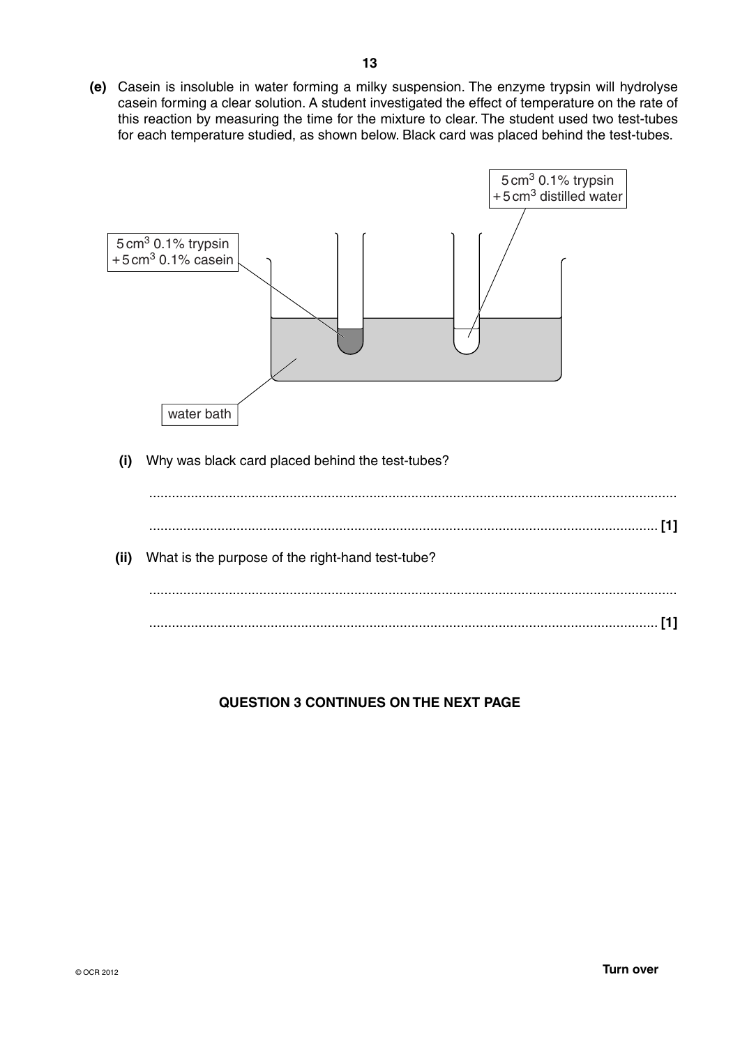**(e)** Casein is insoluble in water forming a milky suspension. The enzyme trypsin will hydrolyse casein forming a clear solution. A student investigated the effect of temperature on the rate of this reaction by measuring the time for the mixture to clear. The student used two test-tubes for each temperature studied, as shown below. Black card was placed behind the test-tubes.

5 $cm^3$ 0.1% trypsin + 5 $cm^3$ 0.1% casein

5 $cm^3$ 0.1% trypsin + 5 $cm^3$ distilled water

water bath

**(i)** Why was black card placed behind the test-tubes?

.......................................................................................................................................

....................................................................................................................................... **[1]**

**(ii)** What is the purpose of the right-hand test-tube?

.......................................................................................................................................

....................................................................................................................................... **[1]**

**QUESTION 3 CONTINUES ON THE NEXT PAGE**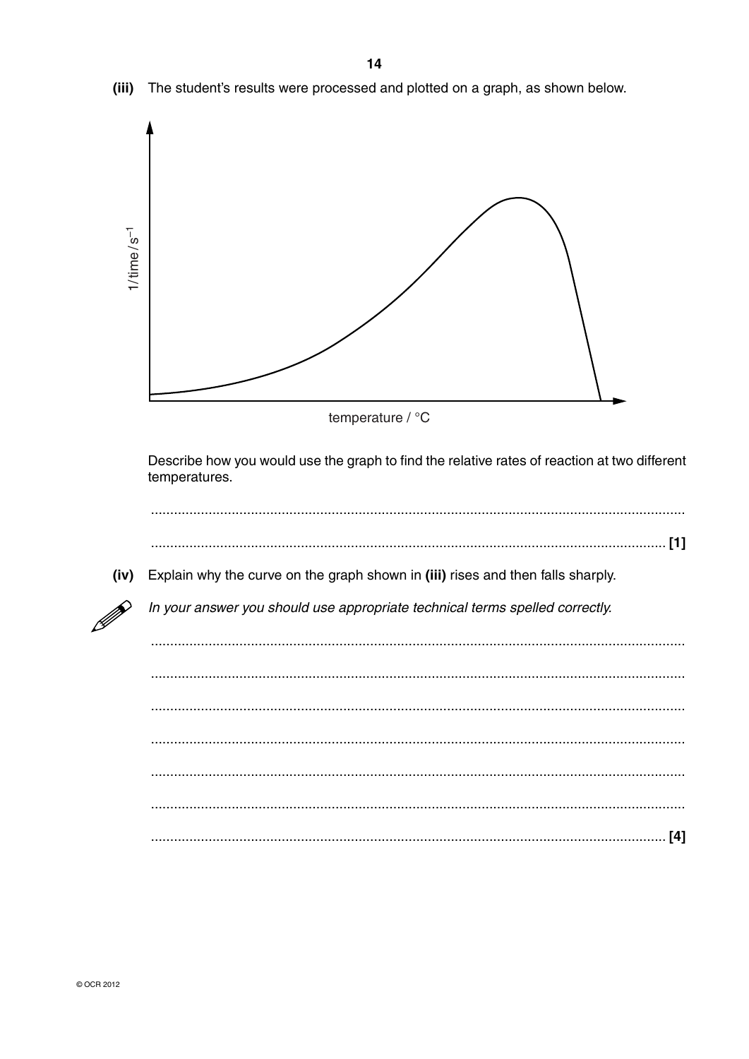**(iii)** The student's results were processed and plotted on a graph, as shown below.

Describe how you would use the graph to find the relative rates of reaction at two different temperatures.

.......................................................................................................................................

....................................................................................................................................... [1]

**(iv)** Explain why the curve on the graph shown in **(iii)** rises and then falls sharply.

*In your answer you should use appropriate technical terms spelled correctly.*

.......................................................................................................................................

.......................................................................................................................................

.......................................................................................................................................

.......................................................................................................................................

.......................................................................................................................................

.......................................................................................................................................

....................................................................................................................................... [4]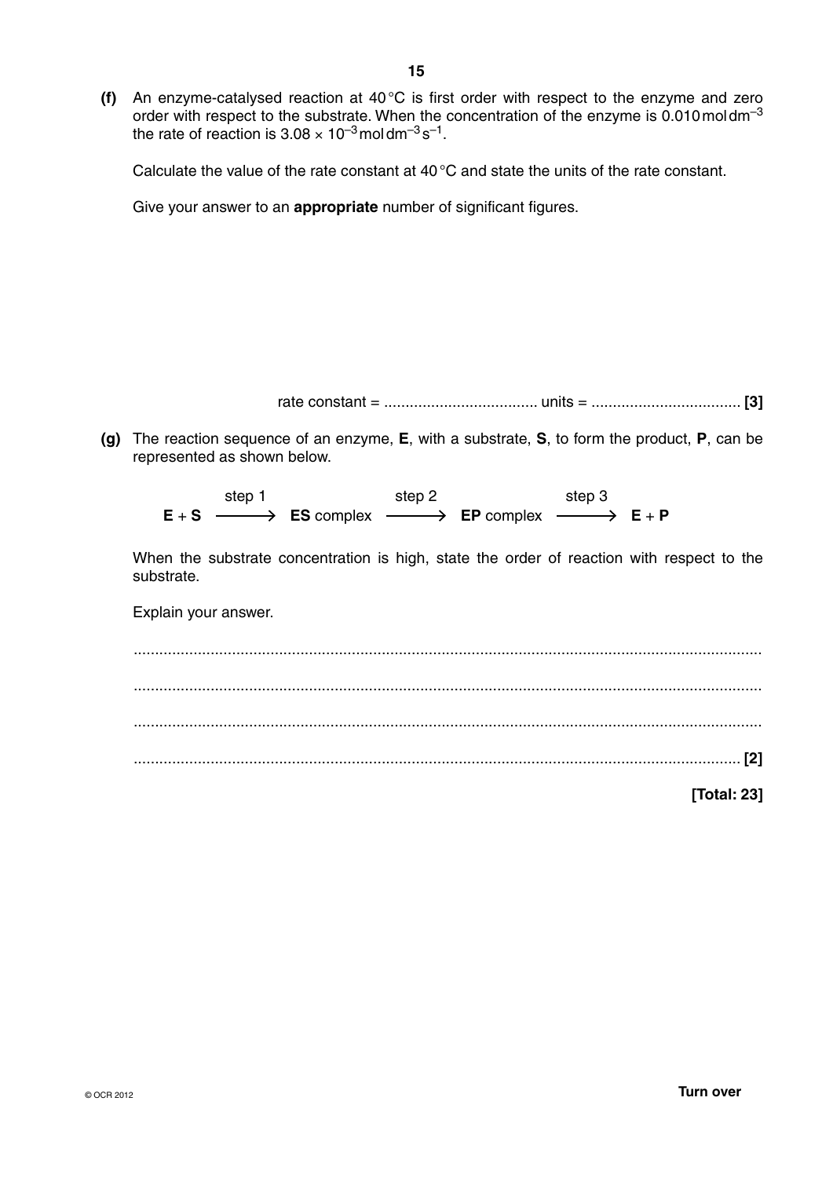**(f)** An enzyme-catalysed reaction at 40 °C is first order with respect to the enzyme and zero order with respect to the substrate. When the concentration of the enzyme is 0.010 mol dm$^{-3}$ the rate of reaction is $3.08 \times 10^{-3}$ mol dm$^{-3}$ s$^{-1}$.

Calculate the value of the rate constant at 40 °C and state the units of the rate constant.

Give your answer to an **appropriate** number of significant figures.

rate constant = ................................... units = .................................. **[3]**

**(g)** The reaction sequence of an enzyme, **E**, with a substrate, **S**, to form the product, **P**, can be represented as shown below.

$$\mathbf{E} + \mathbf{S} \xrightarrow{\text{step 1}} \mathbf{ES}\ \text{complex} \xrightarrow{\text{step 2}} \mathbf{EP}\ \text{complex} \xrightarrow{\text{step 3}} \mathbf{E} + \mathbf{P}$$

When the substrate concentration is high, state the order of reaction with respect to the substrate.

Explain your answer.

...................................................................................................................................................

...................................................................................................................................................

...................................................................................................................................................

............................................................................................................................................. **[2]**

**[Total: 23]**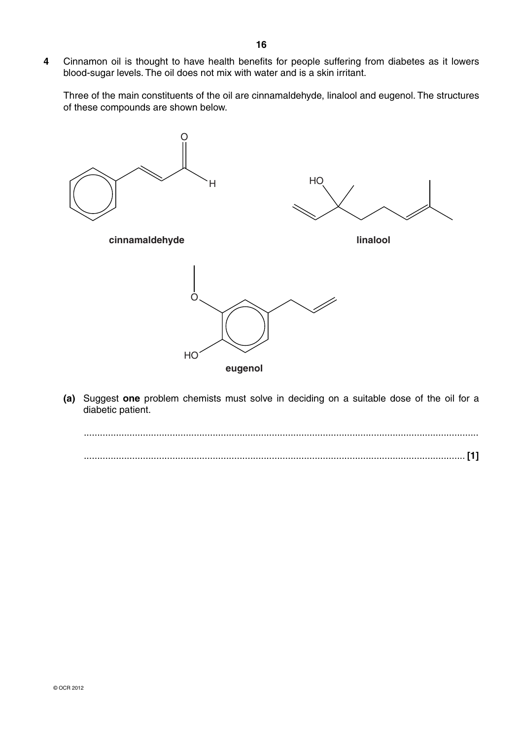**4** Cinnamon oil is thought to have health benefits for people suffering from diabetes as it lowers blood-sugar levels. The oil does not mix with water and is a skin irritant.

Three of the main constituents of the oil are cinnamaldehyde, linalool and eugenol. The structures of these compounds are shown below.

**cinnamaldehyde**

**linalool**

**eugenol**

**(a)** Suggest **one** problem chemists must solve in deciding on a suitable dose of the oil for a diabetic patient.

.......................................................................................................................................................

....................................................................................................................................................... **[1]**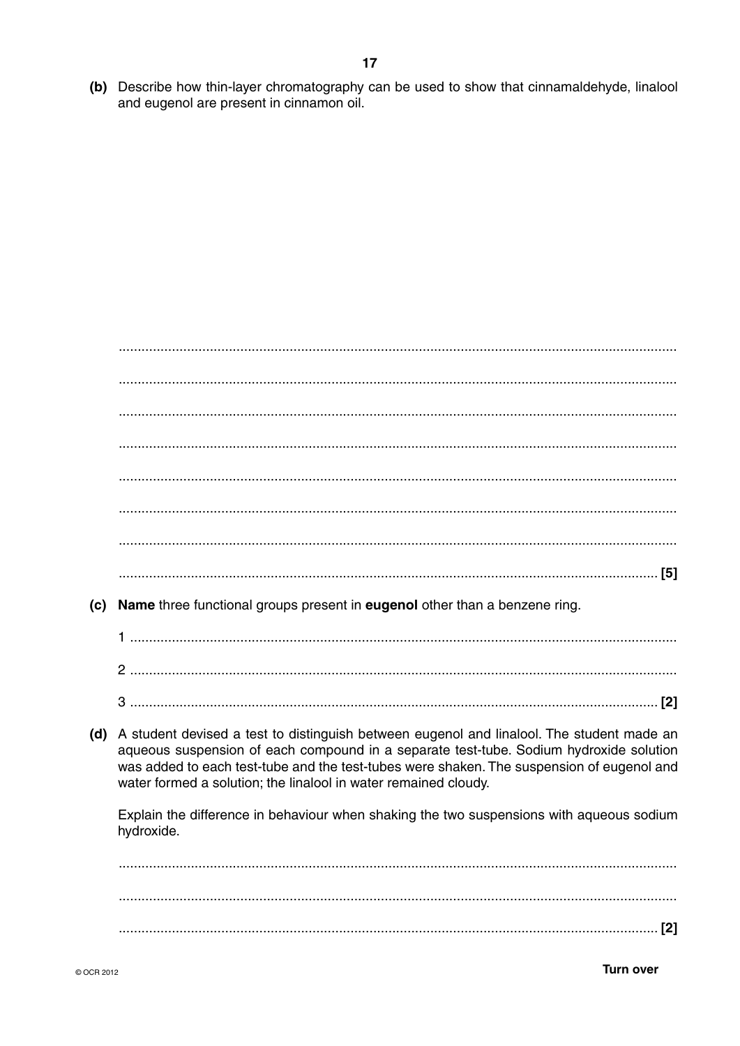**(b)** Describe how thin-layer chromatography can be used to show that cinnamaldehyde, linalool and eugenol are present in cinnamon oil.

...................................................................................................................................

...................................................................................................................................

...................................................................................................................................

...................................................................................................................................

...................................................................................................................................

...................................................................................................................................

...................................................................................................................................

.............................................................................................................................. [5]

**(c)** **Name** three functional groups present in **eugenol** other than a benzene ring.

1 ...............................................................................................................................

2 ...............................................................................................................................

3 .......................................................................................................................... [2]

**(d)** A student devised a test to distinguish between eugenol and linalool. The student made an aqueous suspension of each compound in a separate test-tube. Sodium hydroxide solution was added to each test-tube and the test-tubes were shaken. The suspension of eugenol and water formed a solution; the linalool in water remained cloudy.

Explain the difference in behaviour when shaking the two suspensions with aqueous sodium hydroxide.

...................................................................................................................................

...................................................................................................................................

.............................................................................................................................. [2]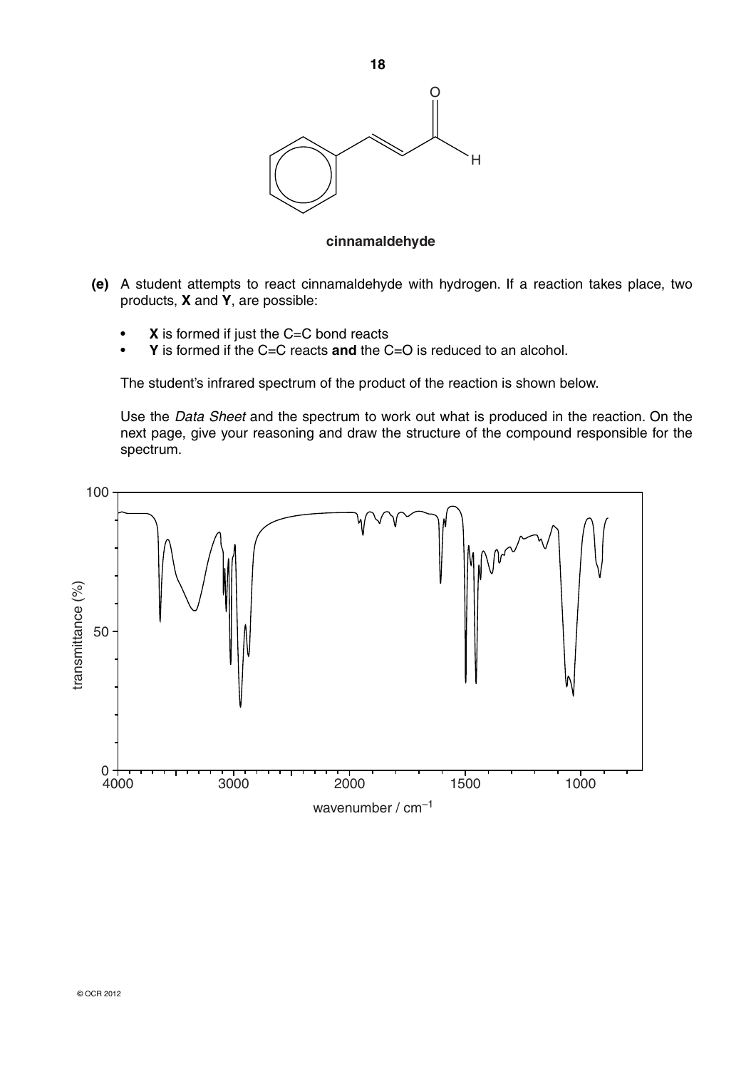**cinnamaldehyde**

**(e)** A student attempts to react cinnamaldehyde with hydrogen. If a reaction takes place, two products, **X** and **Y**, are possible:

- **X** is formed if just the C=C bond reacts
- **Y** is formed if the C=C reacts **and** the C=O is reduced to an alcohol.

The student's infrared spectrum of the product of the reaction is shown below.

Use the *Data Sheet* and the spectrum to work out what is produced in the reaction. On the next page, give your reasoning and draw the structure of the compound responsible for the spectrum.

transmittance (%)

wavenumber / $cm^{-1}$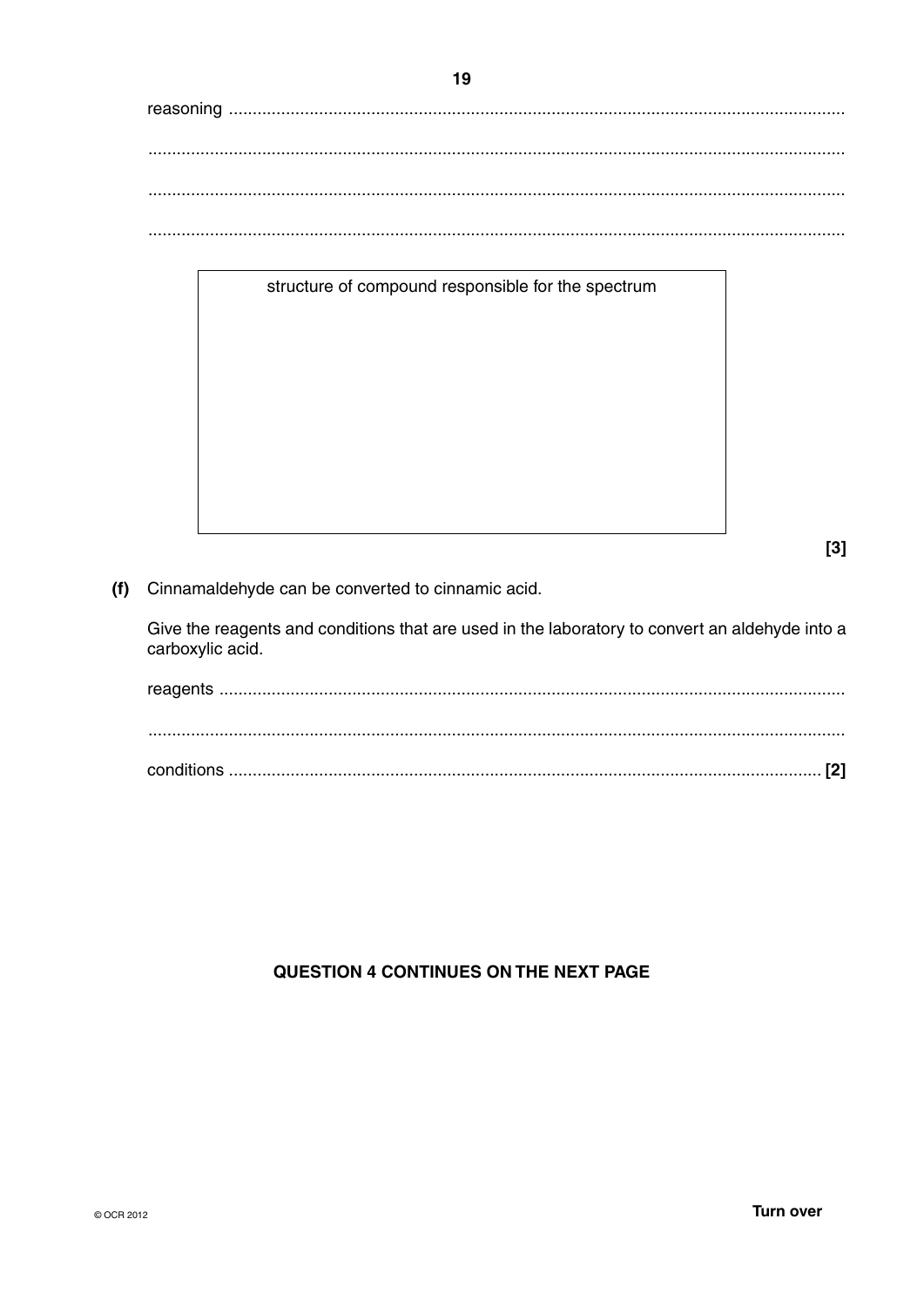reasoning ......................................................................................................................................

..............................................................................................................................................

..............................................................................................................................................

..............................................................................................................................................

| structure of compound responsible for the spectrum |
| --- |
| |

**[3]**

**(f)** Cinnamaldehyde can be converted to cinnamic acid.

Give the reagents and conditions that are used in the laboratory to convert an aldehyde into a carboxylic acid.

reagents ......................................................................................................................................

..............................................................................................................................................

conditions ................................................................................................................................ **[2]**

**QUESTION 4 CONTINUES ON THE NEXT PAGE**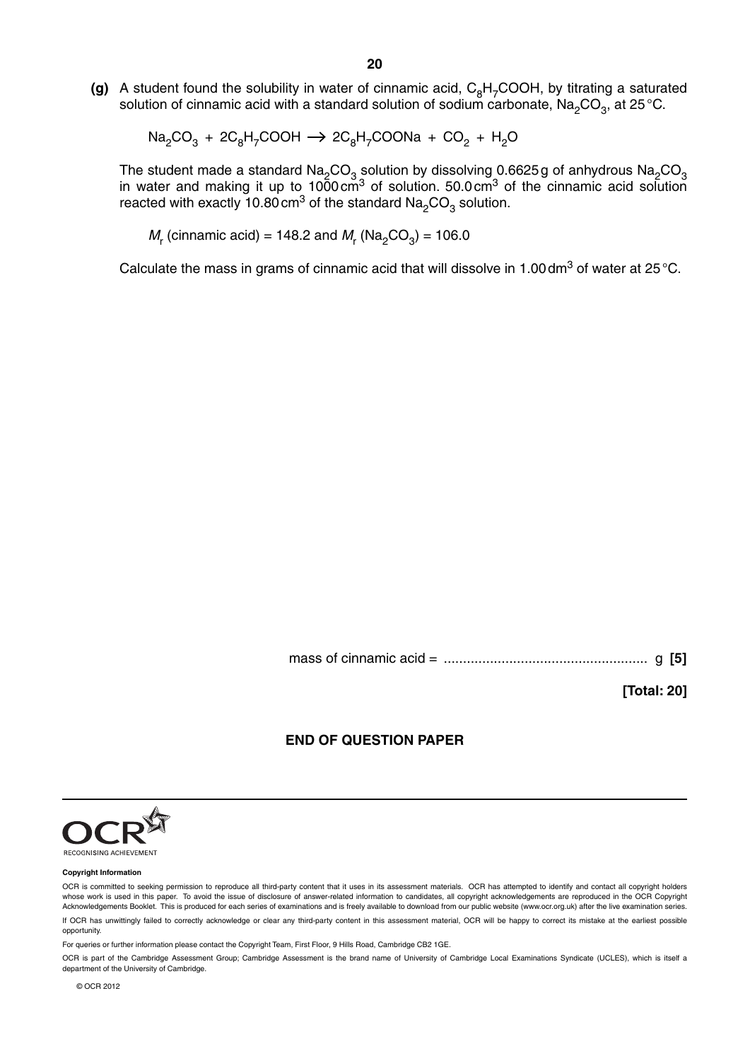**(g)** A student found the solubility in water of cinnamic acid, $C_8H_7COOH$, by titrating a saturated solution of cinnamic acid with a standard solution of sodium carbonate, $Na_2CO_3$, at 25 °C.

$$Na_2CO_3 + 2C_8H_7COOH \rightarrow 2C_8H_7COONa + CO_2 + H_2O$$

The student made a standard $Na_2CO_3$ solution by dissolving 0.6625 g of anhydrous $Na_2CO_3$ in water and making it up to 1000 $cm^3$ of solution. 50.0 $cm^3$ of the cinnamic acid solution reacted with exactly 10.80 $cm^3$ of the standard $Na_2CO_3$ solution.

$M_r$ (cinnamic acid) = 148.2 and $M_r$ ($Na_2CO_3$) = 106.0

Calculate the mass in grams of cinnamic acid that will dissolve in 1.00 $dm^3$ of water at 25 °C.

mass of cinnamic acid = .................................................... g **[5]**

**[Total: 20]**

**END OF QUESTION PAPER**

**Copyright Information**

OCR is committed to seeking permission to reproduce all third-party content that it uses in its assessment materials. OCR has attempted to identify and contact all copyright holders whose work is used in this paper. To avoid the issue of disclosure of answer-related information to candidates, all copyright acknowledgements are reproduced in the OCR Copyright Acknowledgements Booklet. This is produced for each series of examinations and is freely available to download from our public website (www.ocr.org.uk) after the live examination series.

If OCR has unwittingly failed to correctly acknowledge or clear any third-party content in this assessment material, OCR will be happy to correct its mistake at the earliest possible opportunity.

For queries or further information please contact the Copyright Team, First Floor, 9 Hills Road, Cambridge CB2 1GE.

OCR is part of the Cambridge Assessment Group; Cambridge Assessment is the brand name of University of Cambridge Local Examinations Syndicate (UCLES), which is itself a department of the University of Cambridge.

© OCR 2012